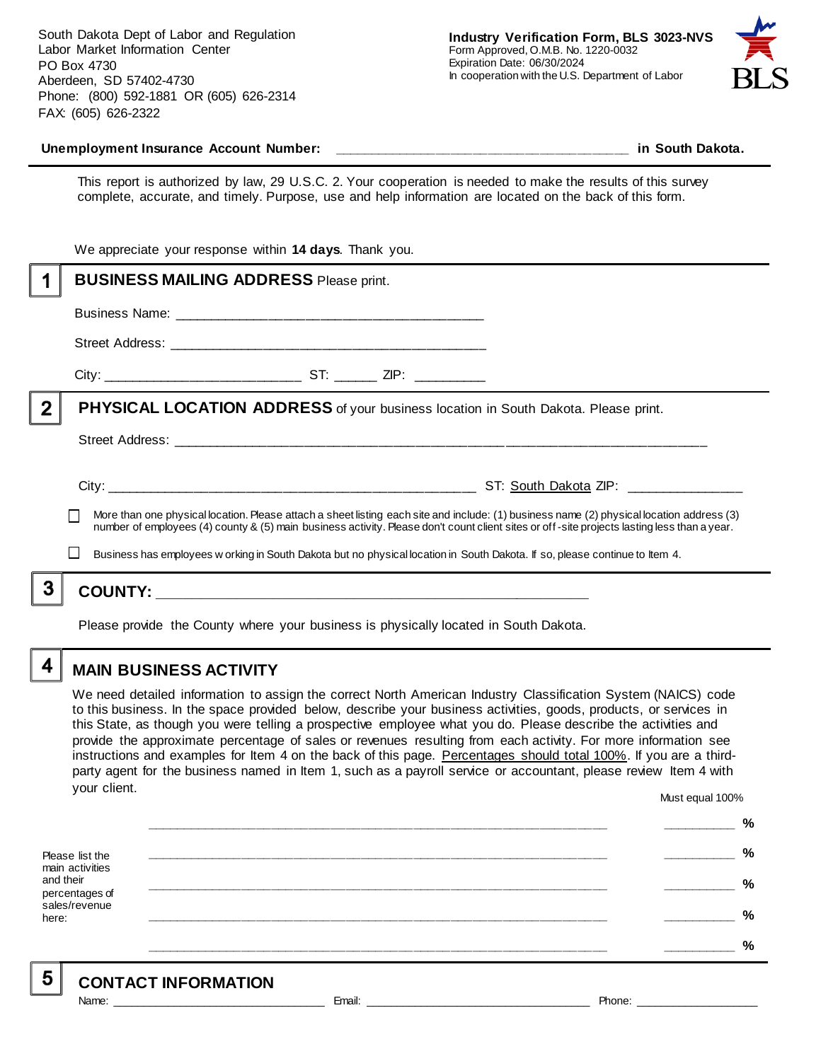South Dakota Dept of Labor and Regulation
Labor Market Information Center
PO Box 4730
Aberdeen, SD 57402-4730
Phone: (800) 592-1881 OR (605) 626-2314
FAX: (605) 626-2322

**Industry Verification Form, BLS 3023-NVS**
Form Approved, O.M.B. No. 1220-0032
Expiration Date: 06/30/2024
In cooperation with the U.S. Department of Labor

**Unemployment Insurance Account Number:** ______________________________________ **in South Dakota.**

This report is authorized by law, 29 U.S.C. 2. Your cooperation is needed to make the results of this survey complete, accurate, and timely. Purpose, use and help information are located on the back of this form.

We appreciate your response within **14 days**. Thank you.

## 1 BUSINESS MAILING ADDRESS Please print.

Business Name: ________________________________________

Street Address: ________________________________________

City: __________________________ ST: ______ ZIP: _________

## 2 PHYSICAL LOCATION ADDRESS of your business location in South Dakota. Please print.

Street Address: ____________________________________________________________________

City: ______________________________________________ ST: South Dakota ZIP: _______________

☐ More than one physical location. Please attach a sheet listing each site and include: (1) business name (2) physical location address (3) number of employees (4) county & (5) main business activity. Please don't count client sites or off-site projects lasting less than a year.

☐ Business has employees working in South Dakota but no physical location in South Dakota. If so, please continue to Item 4.

## 3 COUNTY: _______________________________________________________

Please provide the County where your business is physically located in South Dakota.

## 4 MAIN BUSINESS ACTIVITY

We need detailed information to assign the correct North American Industry Classification System (NAICS) code to this business. In the space provided below, describe your business activities, goods, products, or services in this State, as though you were telling a prospective employee what you do. Please describe the activities and provide the approximate percentage of sales or revenues resulting from each activity. For more information see instructions and examples for Item 4 on the back of this page. Percentages should total 100%. If you are a third-party agent for the business named in Item 1, such as a payroll service or accountant, please review Item 4 with your client.

Must equal 100%

Please list the main activities and their percentages of sales/revenue here:

_______________________________________________________________ __________ %

_______________________________________________________________ __________ %

_______________________________________________________________ __________ %

_______________________________________________________________ __________ %

_______________________________________________________________ __________ %

## 5 CONTACT INFORMATION

Name: ______________________________ Email: ________________________________ Phone: __________________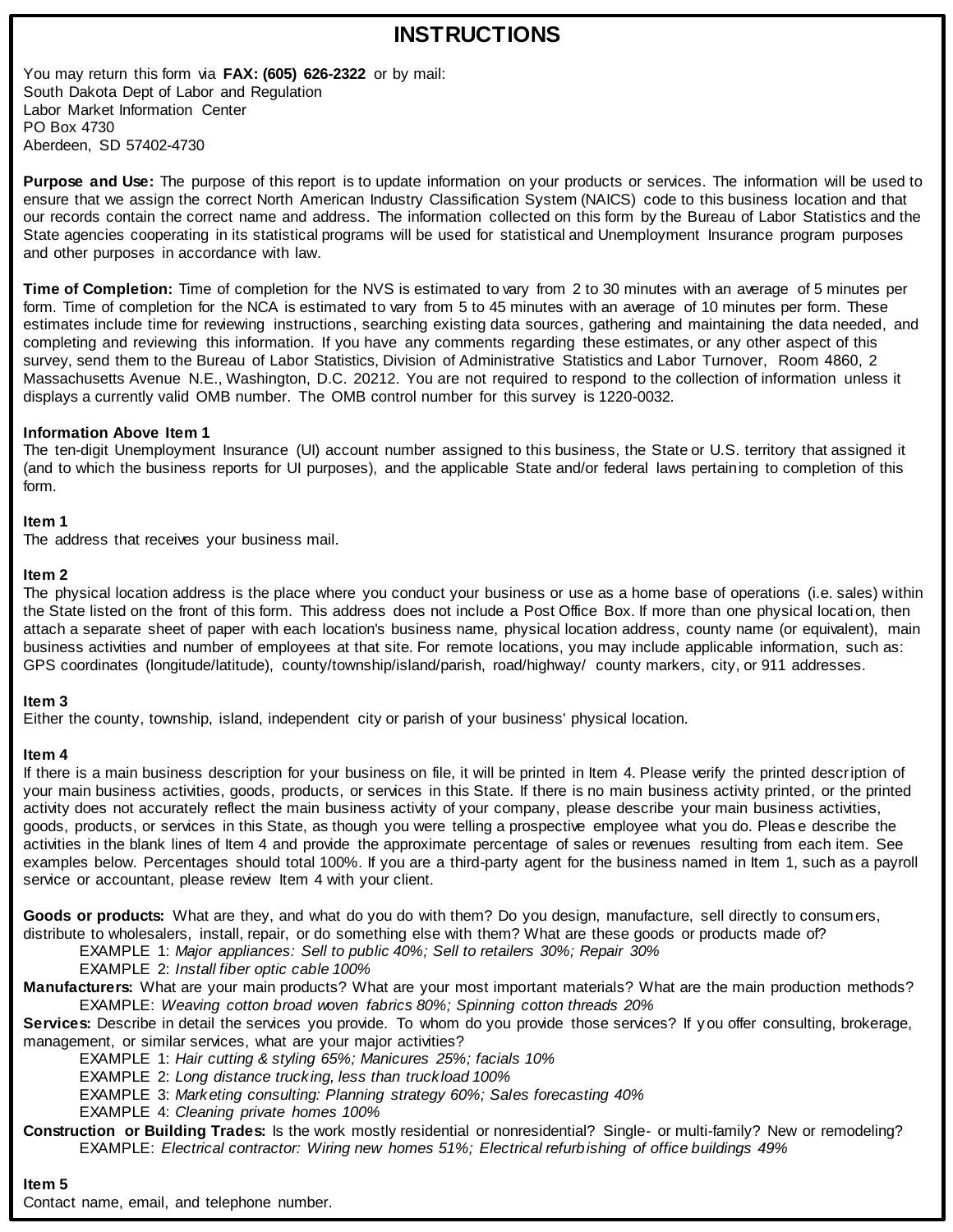# INSTRUCTIONS

You may return this form via **FAX: (605) 626-2322** or by mail:
South Dakota Dept of Labor and Regulation
Labor Market Information Center
PO Box 4730
Aberdeen, SD 57402-4730

**Purpose and Use:** The purpose of this report is to update information on your products or services. The information will be used to ensure that we assign the correct North American Industry Classification System (NAICS) code to this business location and that our records contain the correct name and address. The information collected on this form by the Bureau of Labor Statistics and the State agencies cooperating in its statistical programs will be used for statistical and Unemployment Insurance program purposes and other purposes in accordance with law.

**Time of Completion:** Time of completion for the NVS is estimated to vary from 2 to 30 minutes with an average of 5 minutes per form. Time of completion for the NCA is estimated to vary from 5 to 45 minutes with an average of 10 minutes per form. These estimates include time for reviewing instructions, searching existing data sources, gathering and maintaining the data needed, and completing and reviewing this information. If you have any comments regarding these estimates, or any other aspect of this survey, send them to the Bureau of Labor Statistics, Division of Administrative Statistics and Labor Turnover, Room 4860, 2 Massachusetts Avenue N.E., Washington, D.C. 20212. You are not required to respond to the collection of information unless it displays a currently valid OMB number. The OMB control number for this survey is 1220-0032.

**Information Above Item 1**
The ten-digit Unemployment Insurance (UI) account number assigned to this business, the State or U.S. territory that assigned it (and to which the business reports for UI purposes), and the applicable State and/or federal laws pertaining to completion of this form.

**Item 1**
The address that receives your business mail.

**Item 2**
The physical location address is the place where you conduct your business or use as a home base of operations (i.e. sales) within the State listed on the front of this form. This address does not include a Post Office Box. If more than one physical location, then attach a separate sheet of paper with each location's business name, physical location address, county name (or equivalent), main business activities and number of employees at that site. For remote locations, you may include applicable information, such as: GPS coordinates (longitude/latitude), county/township/island/parish, road/highway/ county markers, city, or 911 addresses.

**Item 3**
Either the county, township, island, independent city or parish of your business' physical location.

**Item 4**
If there is a main business description for your business on file, it will be printed in Item 4. Please verify the printed description of your main business activities, goods, products, or services in this State. If there is no main business activity printed, or the printed activity does not accurately reflect the main business activity of your company, please describe your main business activities, goods, products, or services in this State, as though you were telling a prospective employee what you do. Please describe the activities in the blank lines of Item 4 and provide the approximate percentage of sales or revenues resulting from each item. See examples below. Percentages should total 100%. If you are a third-party agent for the business named in Item 1, such as a payroll service or accountant, please review Item 4 with your client.

**Goods or products:** What are they, and what do you do with them? Do you design, manufacture, sell directly to consumers, distribute to wholesalers, install, repair, or do something else with them? What are these goods or products made of?
- EXAMPLE 1: *Major appliances: Sell to public 40%; Sell to retailers 30%; Repair 30%*
- EXAMPLE 2: *Install fiber optic cable 100%*

**Manufacturers:** What are your main products? What are your most important materials? What are the main production methods?
- EXAMPLE: *Weaving cotton broad woven fabrics 80%; Spinning cotton threads 20%*

**Services:** Describe in detail the services you provide. To whom do you provide those services? If you offer consulting, brokerage, management, or similar services, what are your major activities?
- EXAMPLE 1: *Hair cutting & styling 65%; Manicures 25%; facials 10%*
- EXAMPLE 2: *Long distance trucking, less than truckload 100%*
- EXAMPLE 3: *Marketing consulting: Planning strategy 60%; Sales forecasting 40%*
- EXAMPLE 4: *Cleaning private homes 100%*

**Construction or Building Trades:** Is the work mostly residential or nonresidential? Single- or multi-family? New or remodeling?
- EXAMPLE: *Electrical contractor: Wiring new homes 51%; Electrical refurbishing of office buildings 49%*

**Item 5**
Contact name, email, and telephone number.